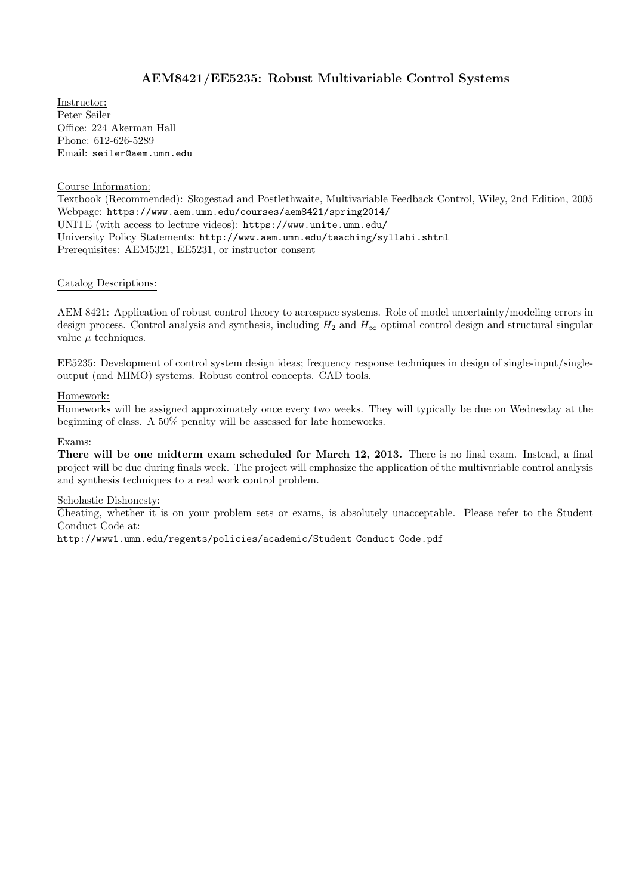# AEM8421/EE5235: Robust Multivariable Control Systems

Instructor:
Peter Seiler
Office: 224 Akerman Hall
Phone: 612-626-5289
Email: seiler@aem.umn.edu

Course Information:
Textbook (Recommended): Skogestad and Postlethwaite, Multivariable Feedback Control, Wiley, 2nd Edition, 2005
Webpage: https://www.aem.umn.edu/courses/aem8421/spring2014/
UNITE (with access to lecture videos): https://www.unite.umn.edu/
University Policy Statements: http://www.aem.umn.edu/teaching/syllabi.shtml
Prerequisites: AEM5321, EE5231, or instructor consent

Catalog Descriptions:

AEM 8421: Application of robust control theory to aerospace systems. Role of model uncertainty/modeling errors in design process. Control analysis and synthesis, including $H_2$ and $H_\infty$ optimal control design and structural singular value $\mu$ techniques.

EE5235: Development of control system design ideas; frequency response techniques in design of single-input/single-output (and MIMO) systems. Robust control concepts. CAD tools.

Homework:
Homeworks will be assigned approximately once every two weeks. They will typically be due on Wednesday at the beginning of class. A 50% penalty will be assessed for late homeworks.

Exams:
**There will be one midterm exam scheduled for March 12, 2013.** There is no final exam. Instead, a final project will be due during finals week. The project will emphasize the application of the multivariable control analysis and synthesis techniques to a real work control problem.

Scholastic Dishonesty:
Cheating, whether it is on your problem sets or exams, is absolutely unacceptable. Please refer to the Student Conduct Code at:
http://www1.umn.edu/regents/policies/academic/Student_Conduct_Code.pdf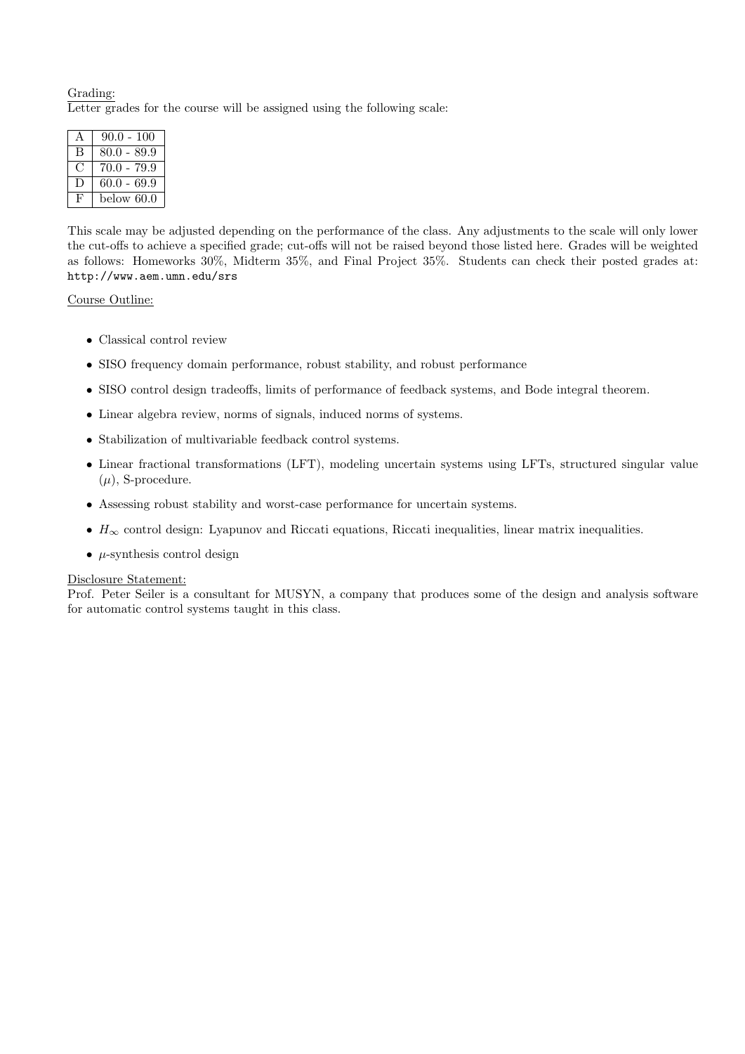Grading:
Letter grades for the course will be assigned using the following scale:

| | |
|---|---|
| A | 90.0 - 100 |
| B | 80.0 - 89.9 |
| C | 70.0 - 79.9 |
| D | 60.0 - 69.9 |
| F | below 60.0 |

This scale may be adjusted depending on the performance of the class. Any adjustments to the scale will only lower the cut-offs to achieve a specified grade; cut-offs will not be raised beyond those listed here. Grades will be weighted as follows: Homeworks 30%, Midterm 35%, and Final Project 35%. Students can check their posted grades at: `http://www.aem.umn.edu/srs`

Course Outline:

- Classical control review
- SISO frequency domain performance, robust stability, and robust performance
- SISO control design tradeoffs, limits of performance of feedback systems, and Bode integral theorem.
- Linear algebra review, norms of signals, induced norms of systems.
- Stabilization of multivariable feedback control systems.
- Linear fractional transformations (LFT), modeling uncertain systems using LFTs, structured singular value ($\mu$), S-procedure.
- Assessing robust stability and worst-case performance for uncertain systems.
- $H_\infty$ control design: Lyapunov and Riccati equations, Riccati inequalities, linear matrix inequalities.
- $\mu$-synthesis control design

Disclosure Statement:
Prof. Peter Seiler is a consultant for MUSYN, a company that produces some of the design and analysis software for automatic control systems taught in this class.